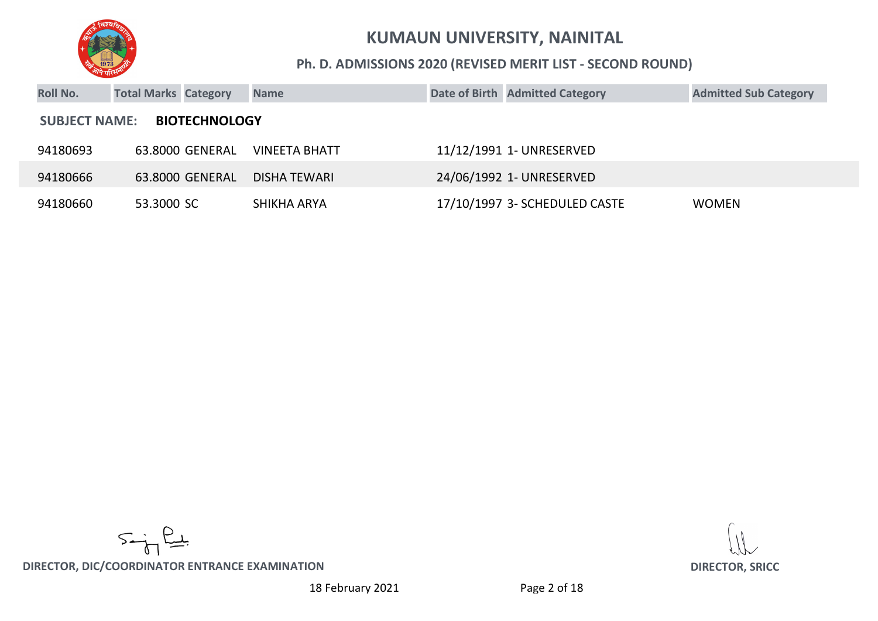# KUMAUN UNIVERSITY, NAINITAL

## Ph. D. ADMISSIONS 2020 (REVISED MERIT LIST - SECOND ROUND)

**SUBJECT NAME: BIOTECHNOLOGY**

| Roll No. | Total Marks | Category | Name | Date of Birth | Admitted Category | Admitted Sub Category |
|---|---|---|---|---|---|---|
| 94180693 | 63.8000 | GENERAL | VINEETA BHATT | 11/12/1991 | 1- UNRESERVED | |
| 94180666 | 63.8000 | GENERAL | DISHA TEWARI | 24/06/1992 | 1- UNRESERVED | |
| 94180660 | 53.3000 | SC | SHIKHA ARYA | 17/10/1997 | 3- SCHEDULED CASTE | WOMEN |

**DIRECTOR, DIC/COORDINATOR ENTRANCE EXAMINATION**

**DIRECTOR, SRICC**

18 February 2021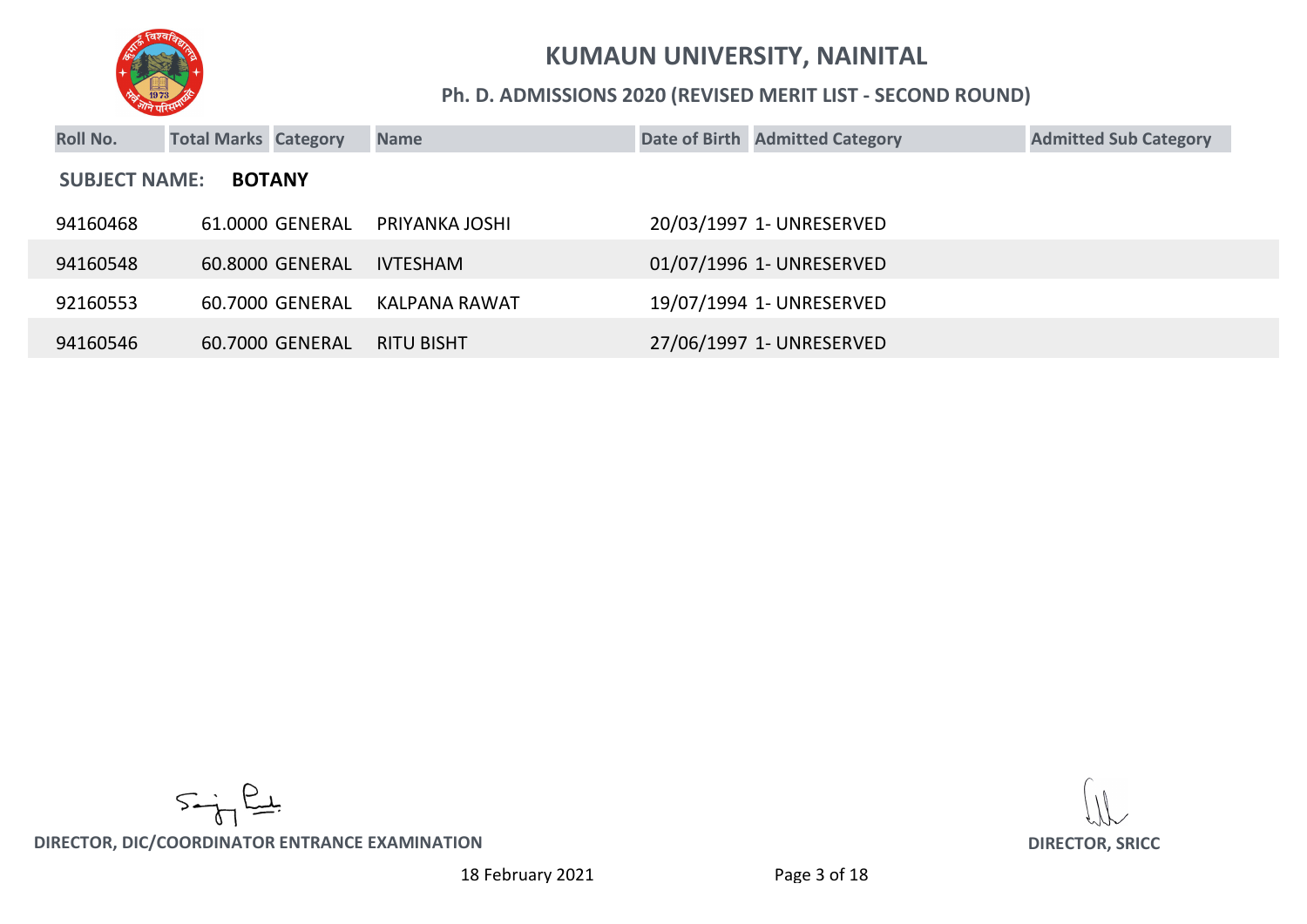# KUMAUN UNIVERSITY, NAINITAL

## Ph. D. ADMISSIONS 2020 (REVISED MERIT LIST - SECOND ROUND)

**SUBJECT NAME: BOTANY**

| Roll No. | Total Marks | Category | Name | Date of Birth | Admitted Category | Admitted Sub Category |
|---|---|---|---|---|---|---|
| 94160468 | 61.0000 | GENERAL | PRIYANKA JOSHI | 20/03/1997 | 1- UNRESERVED | |
| 94160548 | 60.8000 | GENERAL | IVTESHAM | 01/07/1996 | 1- UNRESERVED | |
| 92160553 | 60.7000 | GENERAL | KALPANA RAWAT | 19/07/1994 | 1- UNRESERVED | |
| 94160546 | 60.7000 | GENERAL | RITU BISHT | 27/06/1997 | 1- UNRESERVED | |

**DIRECTOR, DIC/COORDINATOR ENTRANCE EXAMINATION**

**DIRECTOR, SRICC**

18 February 2021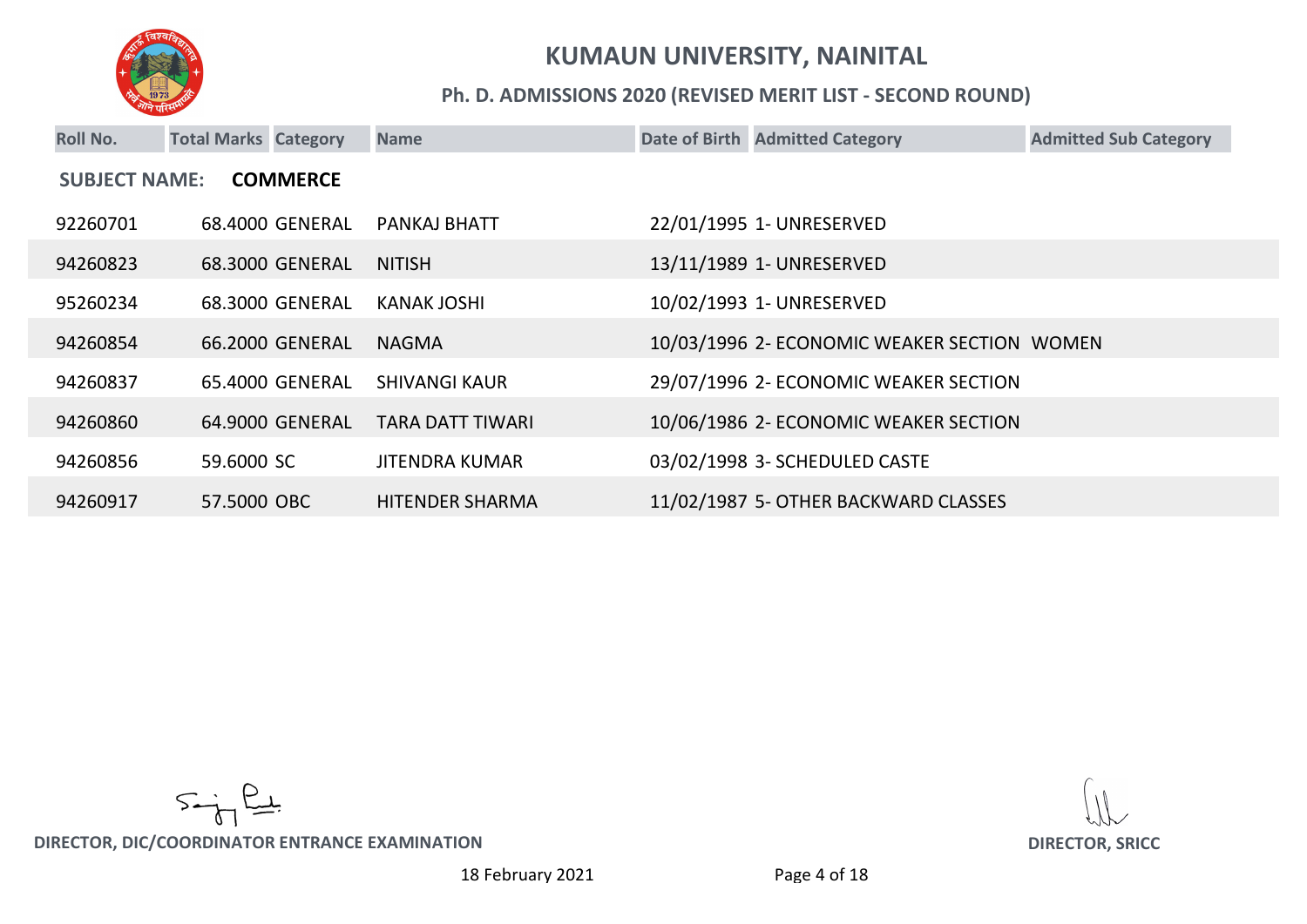# KUMAUN UNIVERSITY, NAINITAL

## Ph. D. ADMISSIONS 2020 (REVISED MERIT LIST - SECOND ROUND)

**SUBJECT NAME: COMMERCE**

| Roll No. | Total Marks | Category | Name | Date of Birth | Admitted Category | Admitted Sub Category |
|---|---|---|---|---|---|---|
| 92260701 | 68.4000 | GENERAL | PANKAJ BHATT | 22/01/1995 | 1- UNRESERVED | |
| 94260823 | 68.3000 | GENERAL | NITISH | 13/11/1989 | 1- UNRESERVED | |
| 95260234 | 68.3000 | GENERAL | KANAK JOSHI | 10/02/1993 | 1- UNRESERVED | |
| 94260854 | 66.2000 | GENERAL | NAGMA | 10/03/1996 | 2- ECONOMIC WEAKER SECTION | WOMEN |
| 94260837 | 65.4000 | GENERAL | SHIVANGI KAUR | 29/07/1996 | 2- ECONOMIC WEAKER SECTION | |
| 94260860 | 64.9000 | GENERAL | TARA DATT TIWARI | 10/06/1986 | 2- ECONOMIC WEAKER SECTION | |
| 94260856 | 59.6000 | SC | JITENDRA KUMAR | 03/02/1998 | 3- SCHEDULED CASTE | |
| 94260917 | 57.5000 | OBC | HITENDER SHARMA | 11/02/1987 | 5- OTHER BACKWARD CLASSES | |

**DIRECTOR, DIC/COORDINATOR ENTRANCE EXAMINATION**

**DIRECTOR, SRICC**

18 February 2021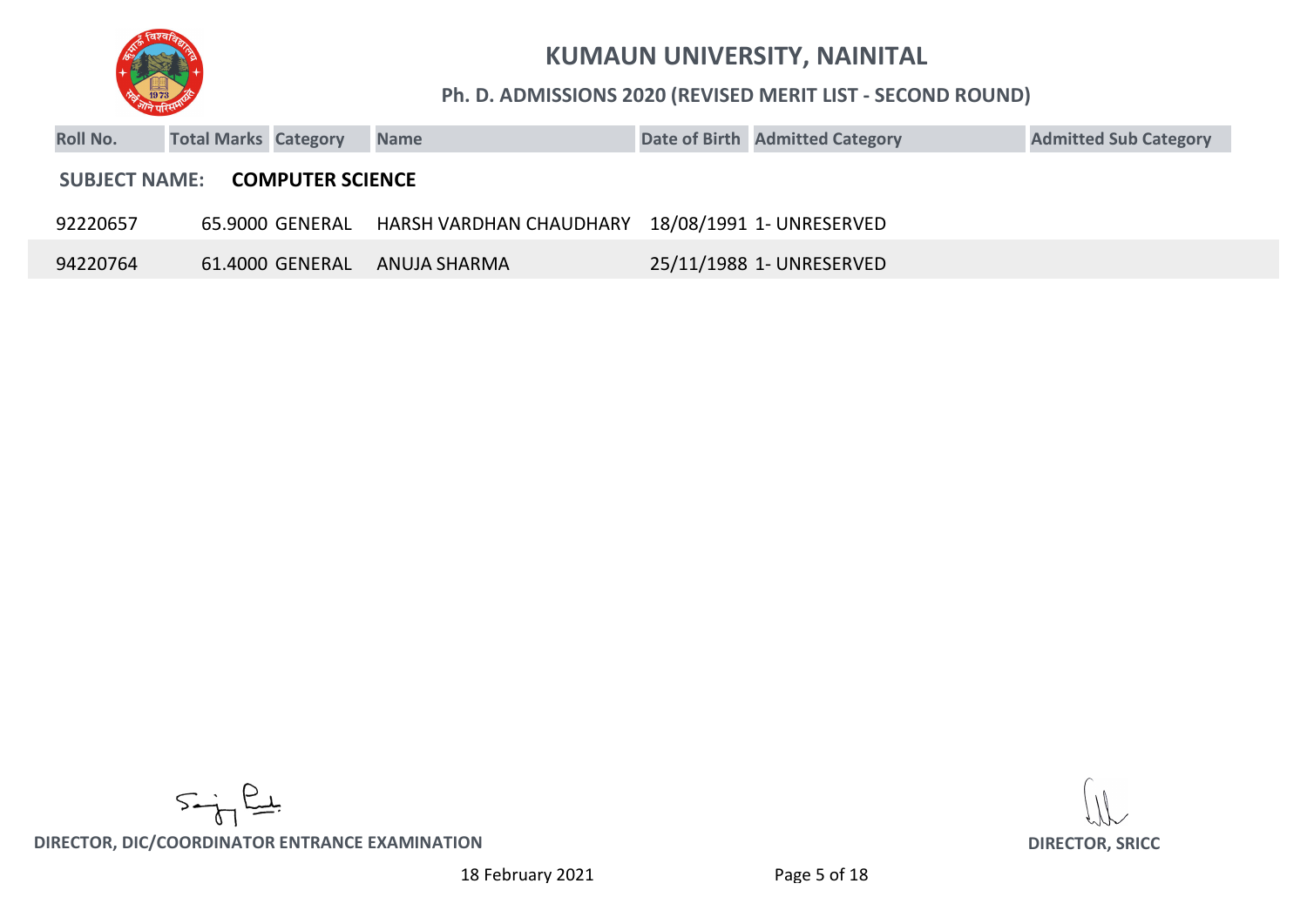# KUMAUN UNIVERSITY, NAINITAL

## Ph. D. ADMISSIONS 2020 (REVISED MERIT LIST - SECOND ROUND)

| Roll No. | Total Marks | Category | Name | Date of Birth | Admitted Category | Admitted Sub Category |
|---|---|---|---|---|---|---|
| **SUBJECT NAME:** | **COMPUTER SCIENCE** | | | | | |
| 92220657 | 65.9000 | GENERAL | HARSH VARDHAN CHAUDHARY | 18/08/1991 | 1- UNRESERVED | |
| 94220764 | 61.4000 | GENERAL | ANUJA SHARMA | 25/11/1988 | 1- UNRESERVED | |

**DIRECTOR, DIC/COORDINATOR ENTRANCE EXAMINATION**

**DIRECTOR, SRICC**

18 February 2021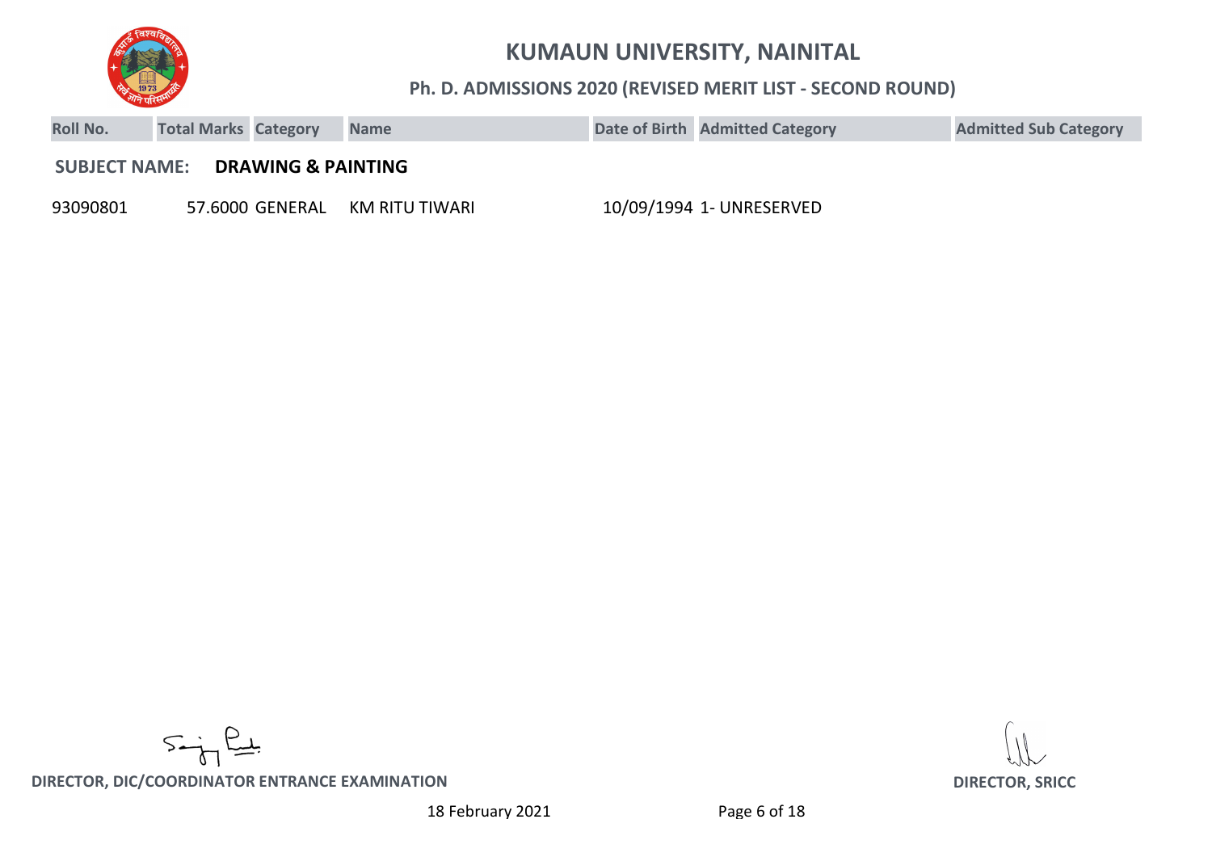# KUMAUN UNIVERSITY, NAINITAL

## Ph. D. ADMISSIONS 2020 (REVISED MERIT LIST - SECOND ROUND)

| Roll No. | Total Marks | Category | Name | Date of Birth | Admitted Category | Admitted Sub Category |
|---|---|---|---|---|---|---|
| **SUBJECT NAME:** | **DRAWING & PAINTING** | | | | | |
| 93090801 | 57.6000 | GENERAL | KM RITU TIWARI | 10/09/1994 | 1- UNRESERVED | |

**DIRECTOR, DIC/COORDINATOR ENTRANCE EXAMINATION**

**DIRECTOR, SRICC**

18 February 2021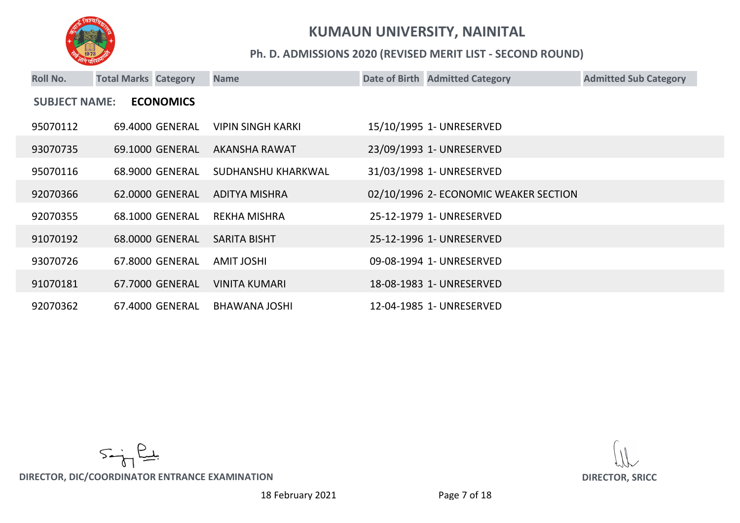# KUMAUN UNIVERSITY, NAINITAL

## Ph. D. ADMISSIONS 2020 (REVISED MERIT LIST - SECOND ROUND)

**SUBJECT NAME: ECONOMICS**

| Roll No. | Total Marks | Category | Name | Date of Birth | Admitted Category | Admitted Sub Category |
|---|---|---|---|---|---|---|
| 95070112 | 69.4000 | GENERAL | VIPIN SINGH KARKI | 15/10/1995 | 1- UNRESERVED | |
| 93070735 | 69.1000 | GENERAL | AKANSHA RAWAT | 23/09/1993 | 1- UNRESERVED | |
| 95070116 | 68.9000 | GENERAL | SUDHANSHU KHARKWAL | 31/03/1998 | 1- UNRESERVED | |
| 92070366 | 62.0000 | GENERAL | ADITYA MISHRA | 02/10/1996 | 2- ECONOMIC WEAKER SECTION | |
| 92070355 | 68.1000 | GENERAL | REKHA MISHRA | 25-12-1979 | 1- UNRESERVED | |
| 91070192 | 68.0000 | GENERAL | SARITA BISHT | 25-12-1996 | 1- UNRESERVED | |
| 93070726 | 67.8000 | GENERAL | AMIT JOSHI | 09-08-1994 | 1- UNRESERVED | |
| 91070181 | 67.7000 | GENERAL | VINITA KUMARI | 18-08-1983 | 1- UNRESERVED | |
| 92070362 | 67.4000 | GENERAL | BHAWANA JOSHI | 12-04-1985 | 1- UNRESERVED | |

DIRECTOR, DIC/COORDINATOR ENTRANCE EXAMINATION

DIRECTOR, SRICC

18 February 2021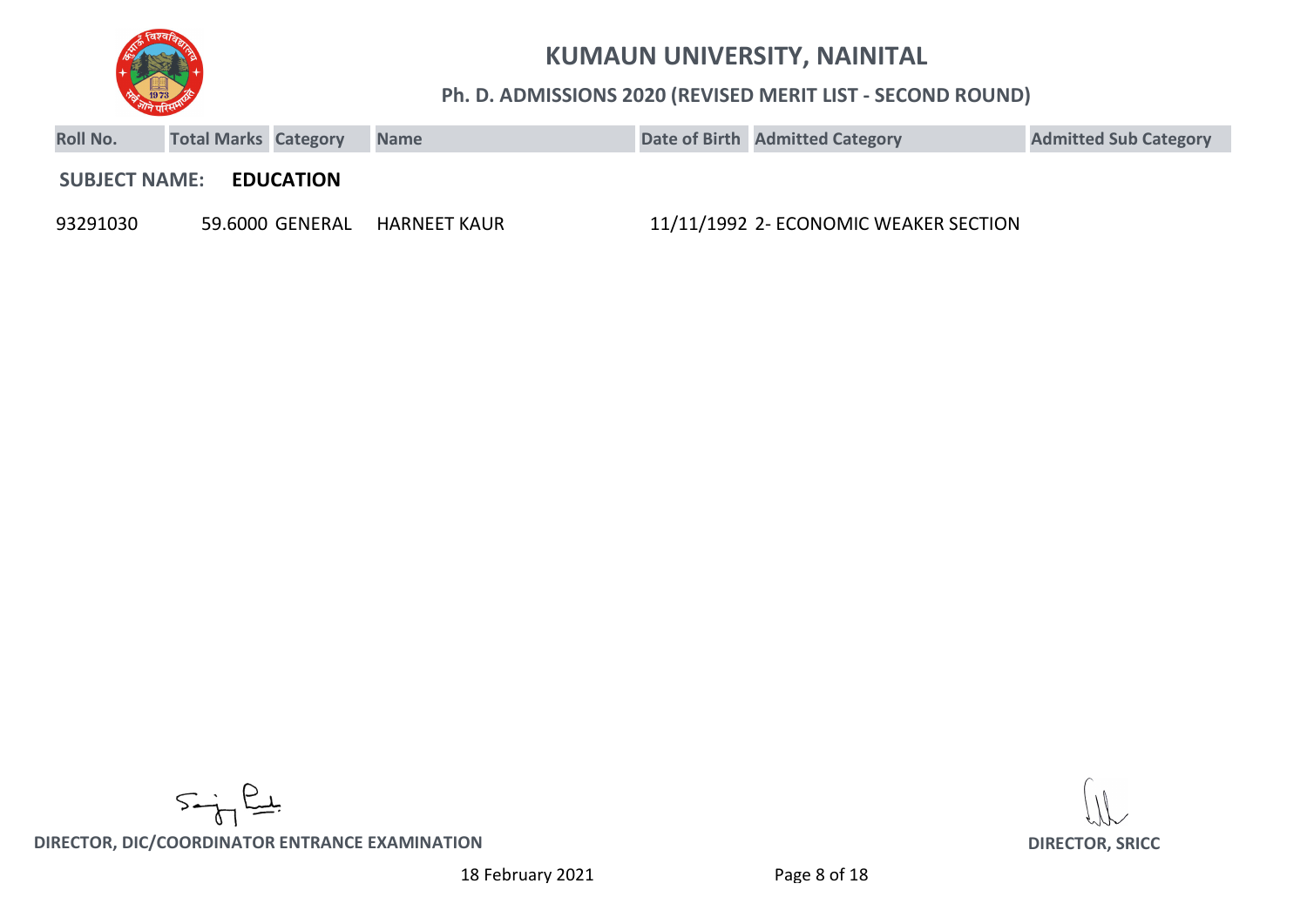# KUMAUN UNIVERSITY, NAINITAL

## Ph. D. ADMISSIONS 2020 (REVISED MERIT LIST - SECOND ROUND)

**SUBJECT NAME: EDUCATION**

| Roll No. | Total Marks | Category | Name | Date of Birth | Admitted Category | Admitted Sub Category |
|---|---|---|---|---|---|---|
| 93291030 | 59.6000 | GENERAL | HARNEET KAUR | 11/11/1992 | 2- ECONOMIC WEAKER SECTION | |

**DIRECTOR, DIC/COORDINATOR ENTRANCE EXAMINATION**

**DIRECTOR, SRICC**

18 February 2021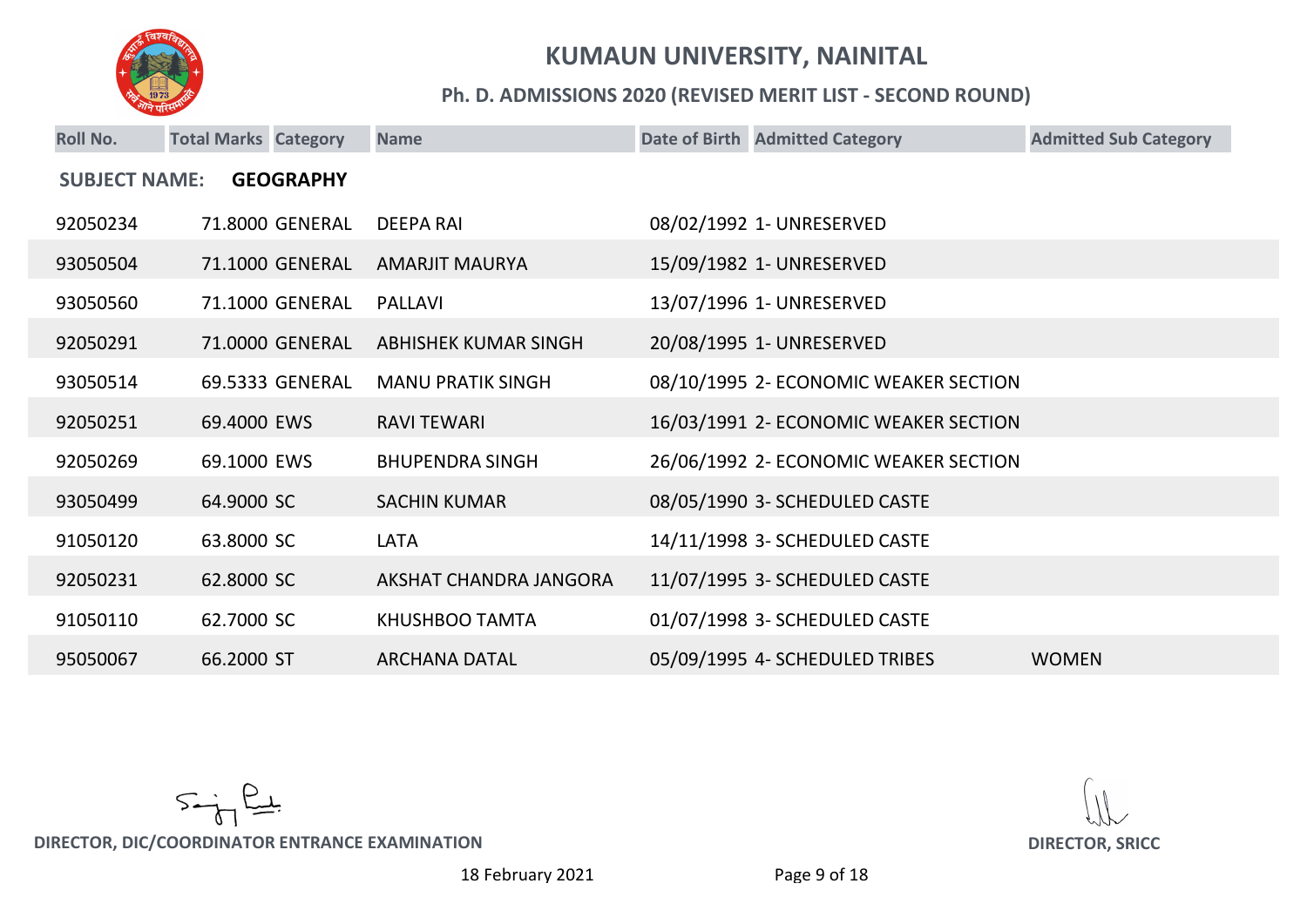# KUMAUN UNIVERSITY, NAINITAL

## Ph. D. ADMISSIONS 2020 (REVISED MERIT LIST - SECOND ROUND)

**SUBJECT NAME: GEOGRAPHY**

| Roll No. | Total Marks | Category | Name | Date of Birth | Admitted Category | Admitted Sub Category |
|---|---|---|---|---|---|---|
| 92050234 | 71.8000 | GENERAL | DEEPA RAI | 08/02/1992 | 1- UNRESERVED | |
| 93050504 | 71.1000 | GENERAL | AMARJIT MAURYA | 15/09/1982 | 1- UNRESERVED | |
| 93050560 | 71.1000 | GENERAL | PALLAVI | 13/07/1996 | 1- UNRESERVED | |
| 92050291 | 71.0000 | GENERAL | ABHISHEK KUMAR SINGH | 20/08/1995 | 1- UNRESERVED | |
| 93050514 | 69.5333 | GENERAL | MANU PRATIK SINGH | 08/10/1995 | 2- ECONOMIC WEAKER SECTION | |
| 92050251 | 69.4000 | EWS | RAVI TEWARI | 16/03/1991 | 2- ECONOMIC WEAKER SECTION | |
| 92050269 | 69.1000 | EWS | BHUPENDRA SINGH | 26/06/1992 | 2- ECONOMIC WEAKER SECTION | |
| 93050499 | 64.9000 | SC | SACHIN KUMAR | 08/05/1990 | 3- SCHEDULED CASTE | |
| 91050120 | 63.8000 | SC | LATA | 14/11/1998 | 3- SCHEDULED CASTE | |
| 92050231 | 62.8000 | SC | AKSHAT CHANDRA JANGORA | 11/07/1995 | 3- SCHEDULED CASTE | |
| 91050110 | 62.7000 | SC | KHUSHBOO TAMTA | 01/07/1998 | 3- SCHEDULED CASTE | |
| 95050067 | 66.2000 | ST | ARCHANA DATAL | 05/09/1995 | 4- SCHEDULED TRIBES | WOMEN |

DIRECTOR, DIC/COORDINATOR ENTRANCE EXAMINATION

DIRECTOR, SRICC

18 February 2021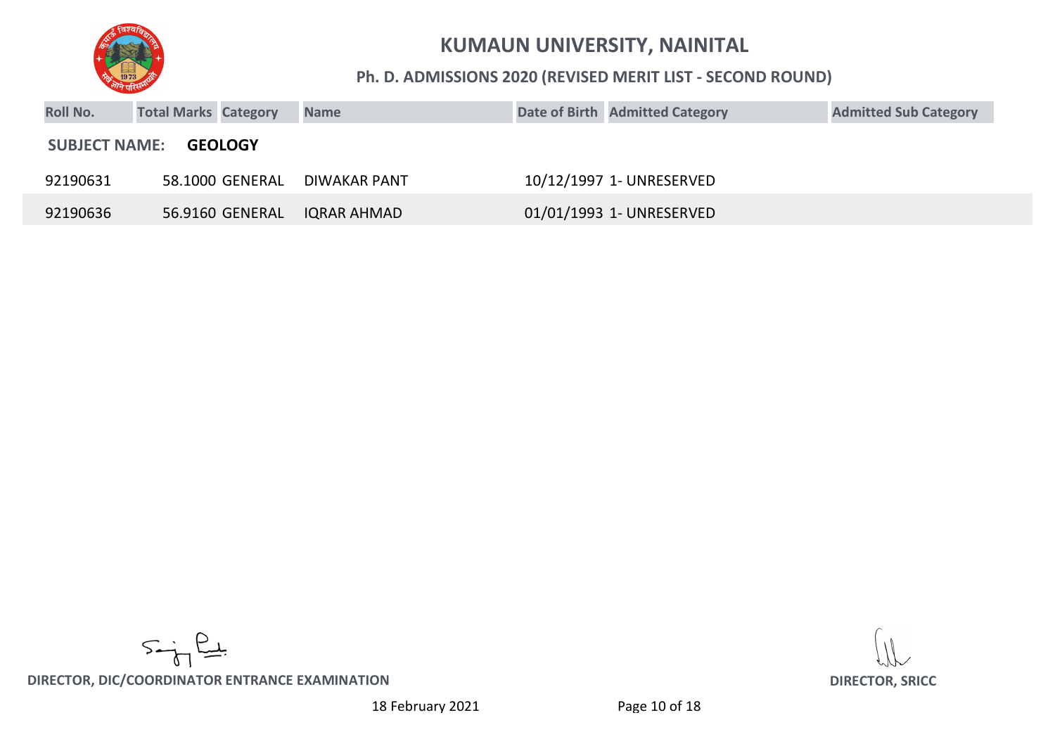# KUMAUN UNIVERSITY, NAINITAL

## Ph. D. ADMISSIONS 2020 (REVISED MERIT LIST - SECOND ROUND)

| Roll No. | Total Marks | Category | Name | Date of Birth | Admitted Category | Admitted Sub Category |
|---|---|---|---|---|---|---|
| **SUBJECT NAME:** | **GEOLOGY** | | | | | |
| 92190631 | 58.1000 | GENERAL | DIWAKAR PANT | 10/12/1997 | 1- UNRESERVED | |
| 92190636 | 56.9160 | GENERAL | IQRAR AHMAD | 01/01/1993 | 1- UNRESERVED | |

**DIRECTOR, DIC/COORDINATOR ENTRANCE EXAMINATION**

**DIRECTOR, SRICC**

18 February 2021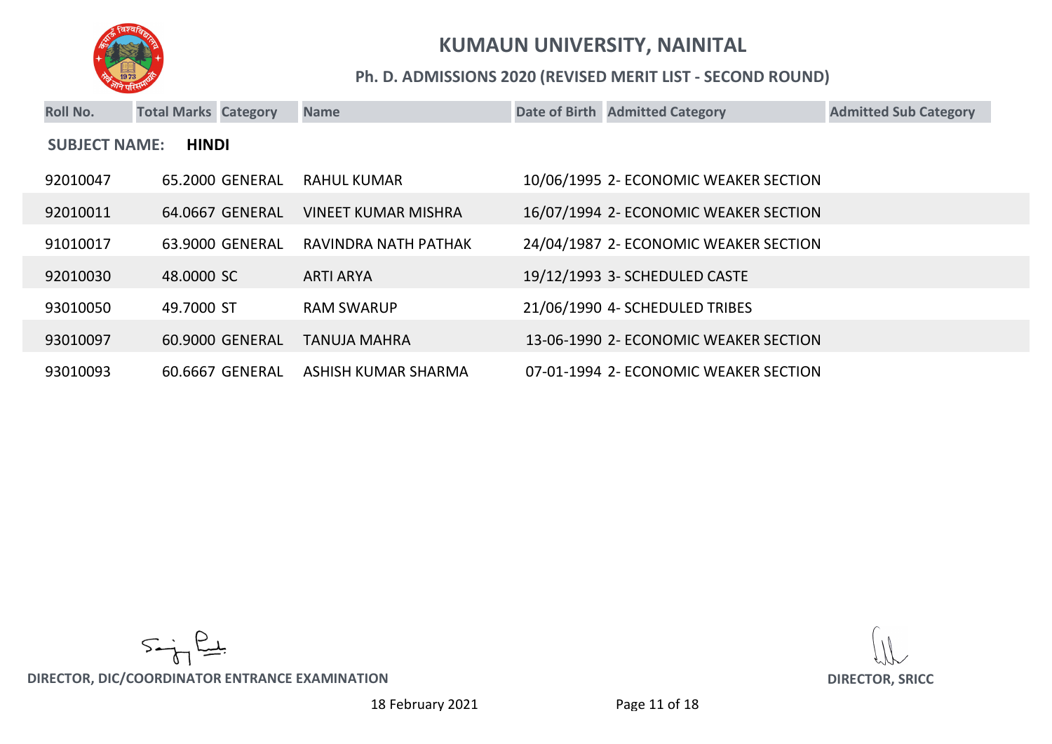# KUMAUN UNIVERSITY, NAINITAL

## Ph. D. ADMISSIONS 2020 (REVISED MERIT LIST - SECOND ROUND)

**SUBJECT NAME: HINDI**

| Roll No. | Total Marks | Category | Name | Date of Birth | Admitted Category | Admitted Sub Category |
|---|---|---|---|---|---|---|
| 92010047 | 65.2000 | GENERAL | RAHUL KUMAR | 10/06/1995 | 2- ECONOMIC WEAKER SECTION | |
| 92010011 | 64.0667 | GENERAL | VINEET KUMAR MISHRA | 16/07/1994 | 2- ECONOMIC WEAKER SECTION | |
| 91010017 | 63.9000 | GENERAL | RAVINDRA NATH PATHAK | 24/04/1987 | 2- ECONOMIC WEAKER SECTION | |
| 92010030 | 48.0000 | SC | ARTI ARYA | 19/12/1993 | 3- SCHEDULED CASTE | |
| 93010050 | 49.7000 | ST | RAM SWARUP | 21/06/1990 | 4- SCHEDULED TRIBES | |
| 93010097 | 60.9000 | GENERAL | TANUJA MAHRA | 13-06-1990 | 2- ECONOMIC WEAKER SECTION | |
| 93010093 | 60.6667 | GENERAL | ASHISH KUMAR SHARMA | 07-01-1994 | 2- ECONOMIC WEAKER SECTION | |

DIRECTOR, DIC/COORDINATOR ENTRANCE EXAMINATION

DIRECTOR, SRICC

18 February 2021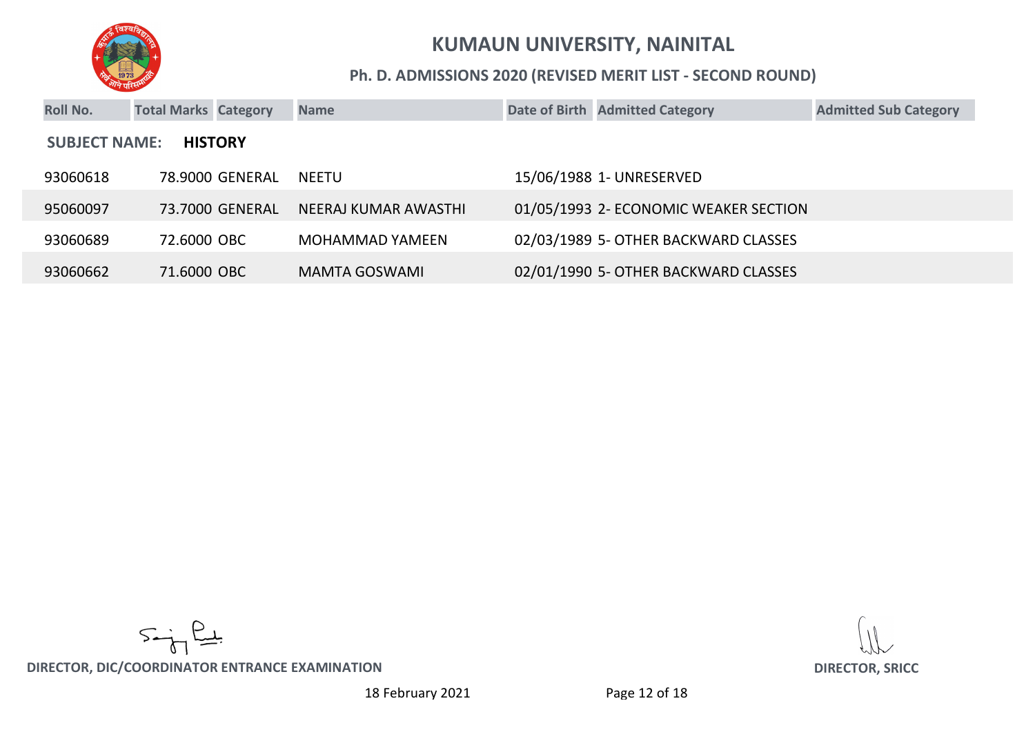# KUMAUN UNIVERSITY, NAINITAL

## Ph. D. ADMISSIONS 2020 (REVISED MERIT LIST - SECOND ROUND)

**SUBJECT NAME: HISTORY**

| Roll No. | Total Marks | Category | Name | Date of Birth | Admitted Category | Admitted Sub Category |
|---|---|---|---|---|---|---|
| 93060618 | 78.9000 | GENERAL | NEETU | 15/06/1988 | 1- UNRESERVED | |
| 95060097 | 73.7000 | GENERAL | NEERAJ KUMAR AWASTHI | 01/05/1993 | 2- ECONOMIC WEAKER SECTION | |
| 93060689 | 72.6000 | OBC | MOHAMMAD YAMEEN | 02/03/1989 | 5- OTHER BACKWARD CLASSES | |
| 93060662 | 71.6000 | OBC | MAMTA GOSWAMI | 02/01/1990 | 5- OTHER BACKWARD CLASSES | |

DIRECTOR, DIC/COORDINATOR ENTRANCE EXAMINATION

DIRECTOR, SRICC

18 February 2021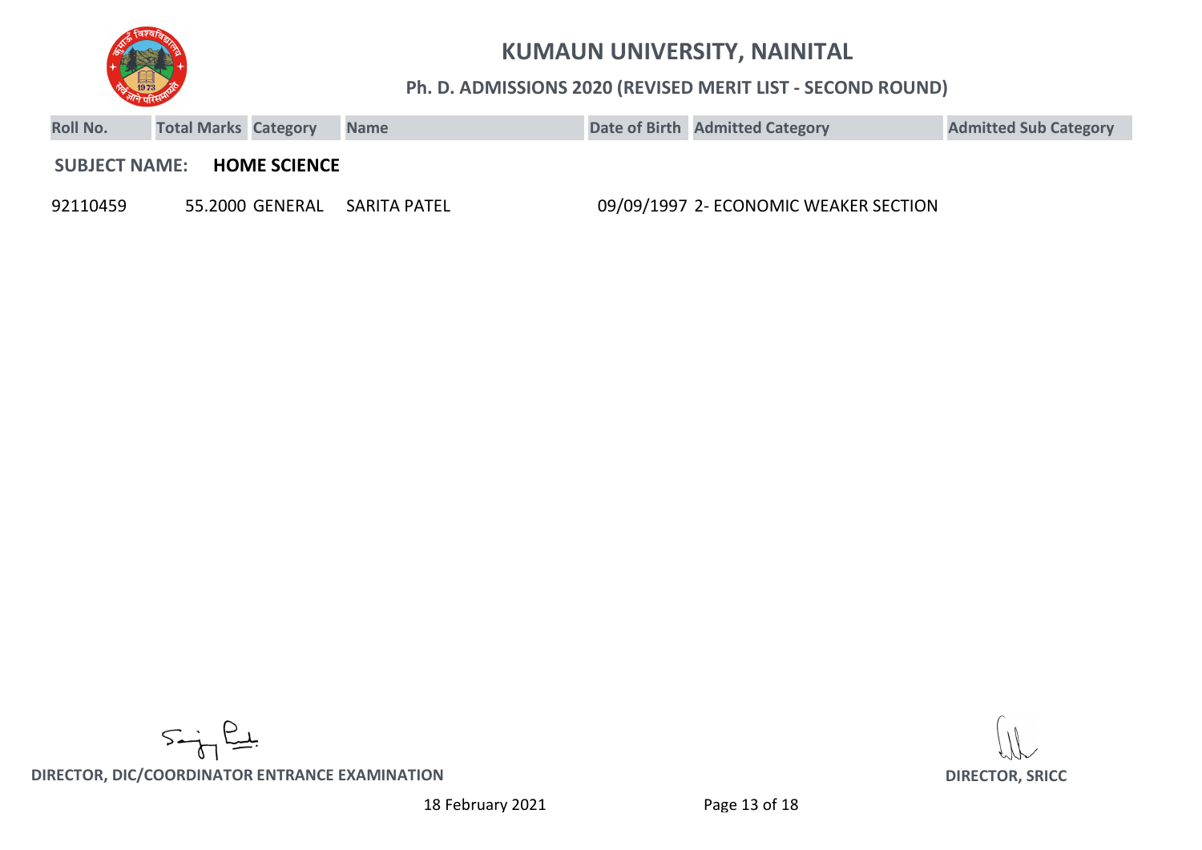# KUMAUN UNIVERSITY, NAINITAL

## Ph. D. ADMISSIONS 2020 (REVISED MERIT LIST - SECOND ROUND)

| Roll No. | Total Marks | Category | Name | Date of Birth | Admitted Category | Admitted Sub Category |
|---|---|---|---|---|---|---|
| **SUBJECT NAME:** | **HOME SCIENCE** | | | | | |
| 92110459 | 55.2000 | GENERAL | SARITA PATEL | 09/09/1997 | 2- ECONOMIC WEAKER SECTION | |

**DIRECTOR, DIC/COORDINATOR ENTRANCE EXAMINATION**

**DIRECTOR, SRICC**

18 February 2021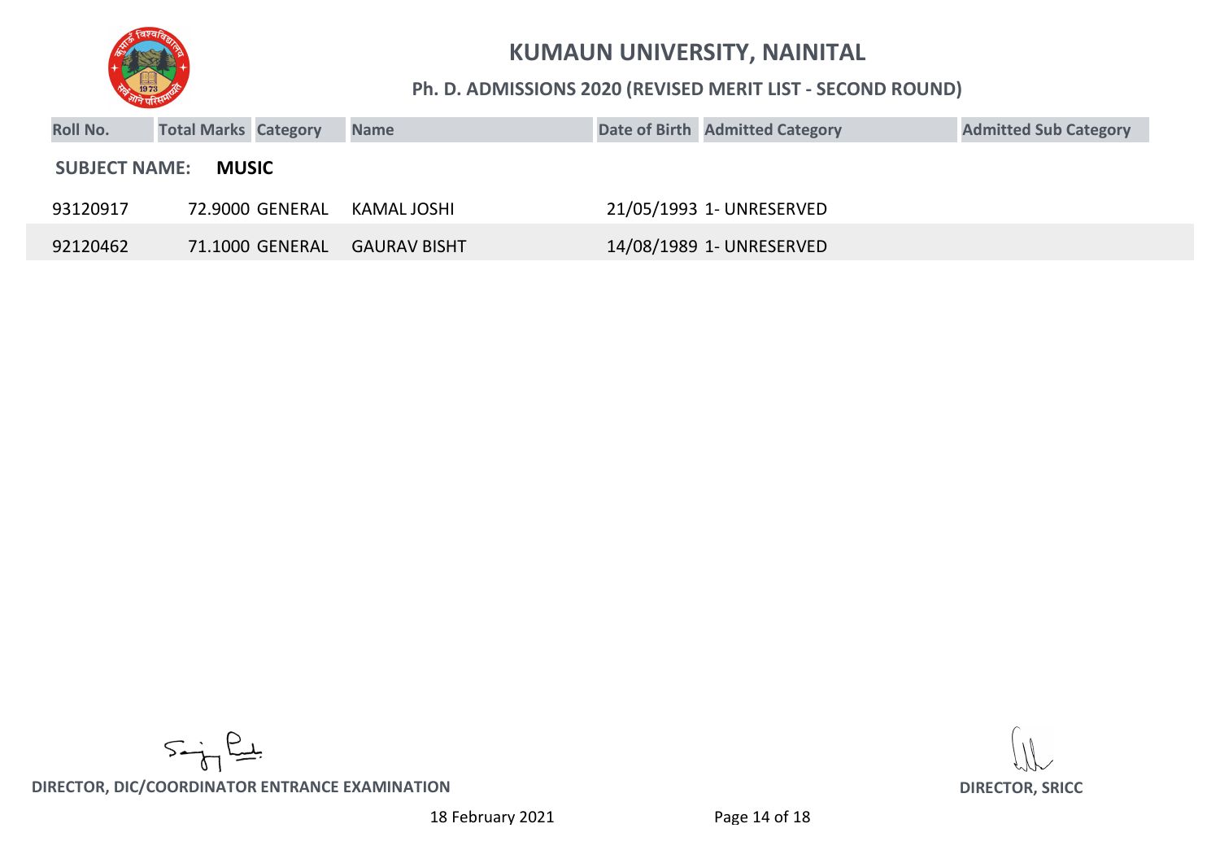# KUMAUN UNIVERSITY, NAINITAL

## Ph. D. ADMISSIONS 2020 (REVISED MERIT LIST - SECOND ROUND)

**SUBJECT NAME: MUSIC**

| Roll No. | Total Marks | Category | Name | Date of Birth | Admitted Category | Admitted Sub Category |
|---|---|---|---|---|---|---|
| 93120917 | 72.9000 | GENERAL | KAMAL JOSHI | 21/05/1993 | 1- UNRESERVED | |
| 92120462 | 71.1000 | GENERAL | GAURAV BISHT | 14/08/1989 | 1- UNRESERVED | |

DIRECTOR, DIC/COORDINATOR ENTRANCE EXAMINATION

DIRECTOR, SRICC

18 February 2021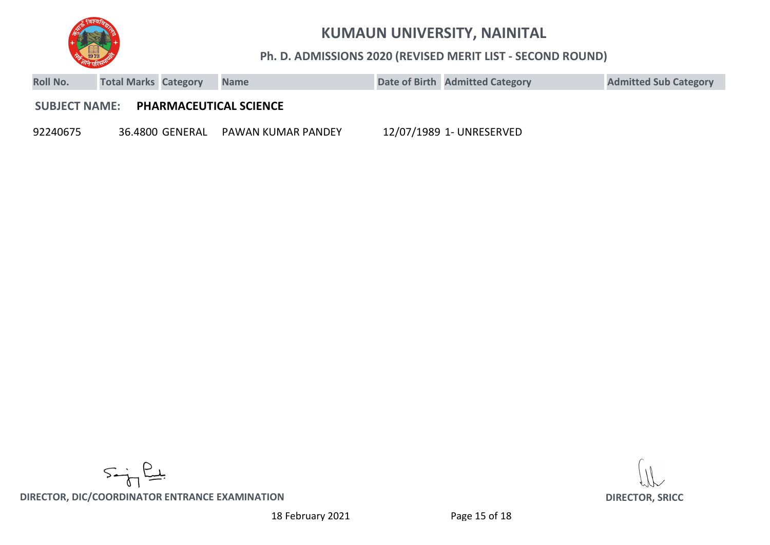# KUMAUN UNIVERSITY, NAINITAL

## Ph. D. ADMISSIONS 2020 (REVISED MERIT LIST - SECOND ROUND)

**SUBJECT NAME: PHARMACEUTICAL SCIENCE**

| Roll No. | Total Marks | Category | Name | Date of Birth | Admitted Category | Admitted Sub Category |
|---|---|---|---|---|---|---|
| 92240675 | 36.4800 | GENERAL | PAWAN KUMAR PANDEY | 12/07/1989 | 1- UNRESERVED | |

**DIRECTOR, DIC/COORDINATOR ENTRANCE EXAMINATION**

**DIRECTOR, SRICC**

18 February 2021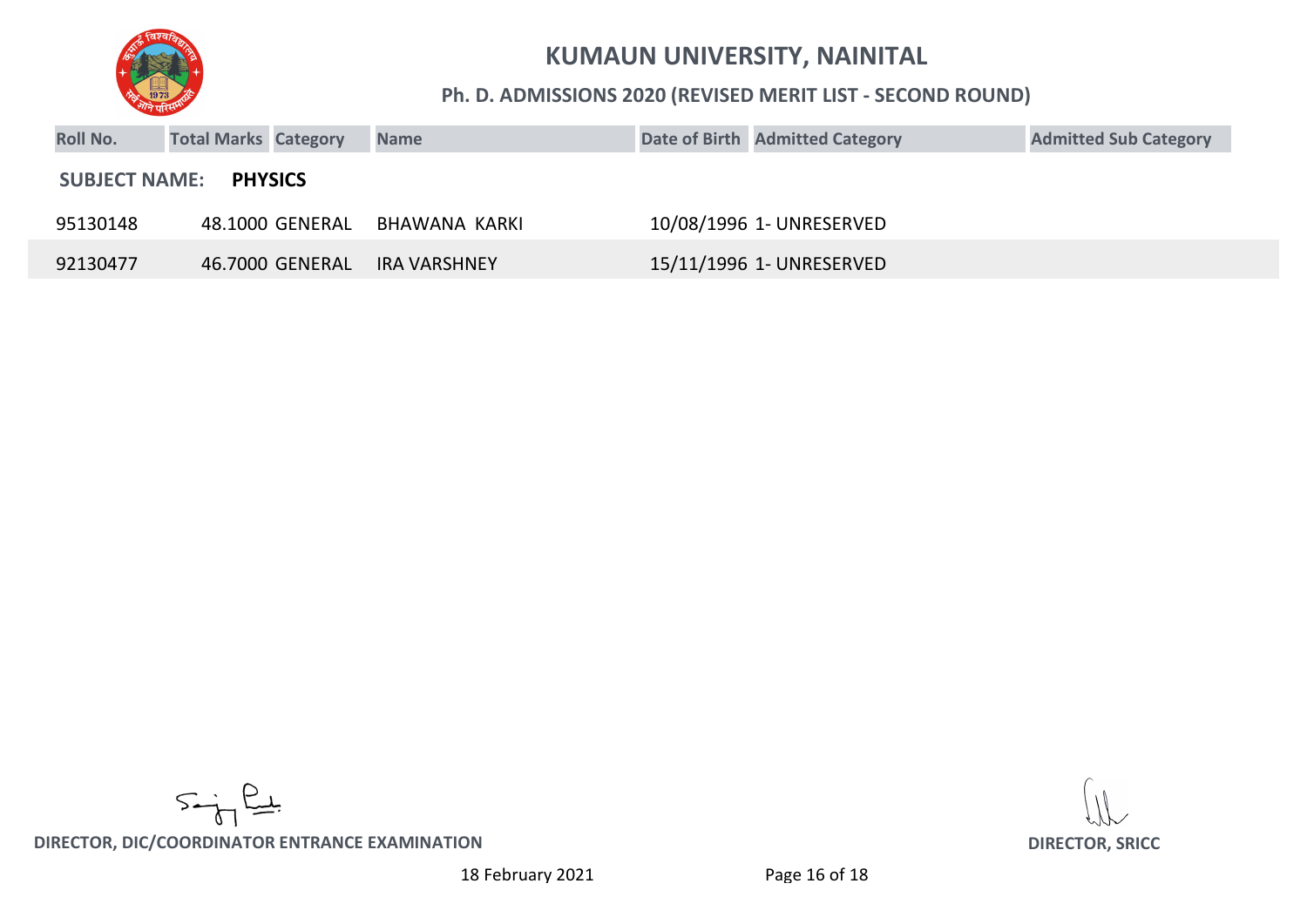# KUMAUN UNIVERSITY, NAINITAL

## Ph. D. ADMISSIONS 2020 (REVISED MERIT LIST - SECOND ROUND)

| Roll No. | Total Marks | Category | Name | Date of Birth | Admitted Category | Admitted Sub Category |
|---|---|---|---|---|---|---|
| **SUBJECT NAME:** | **PHYSICS** | | | | | |
| 95130148 | 48.1000 | GENERAL | BHAWANA KARKI | 10/08/1996 | 1- UNRESERVED | |
| 92130477 | 46.7000 | GENERAL | IRA VARSHNEY | 15/11/1996 | 1- UNRESERVED | |

**DIRECTOR, DIC/COORDINATOR ENTRANCE EXAMINATION**

**DIRECTOR, SRICC**

18 February 2021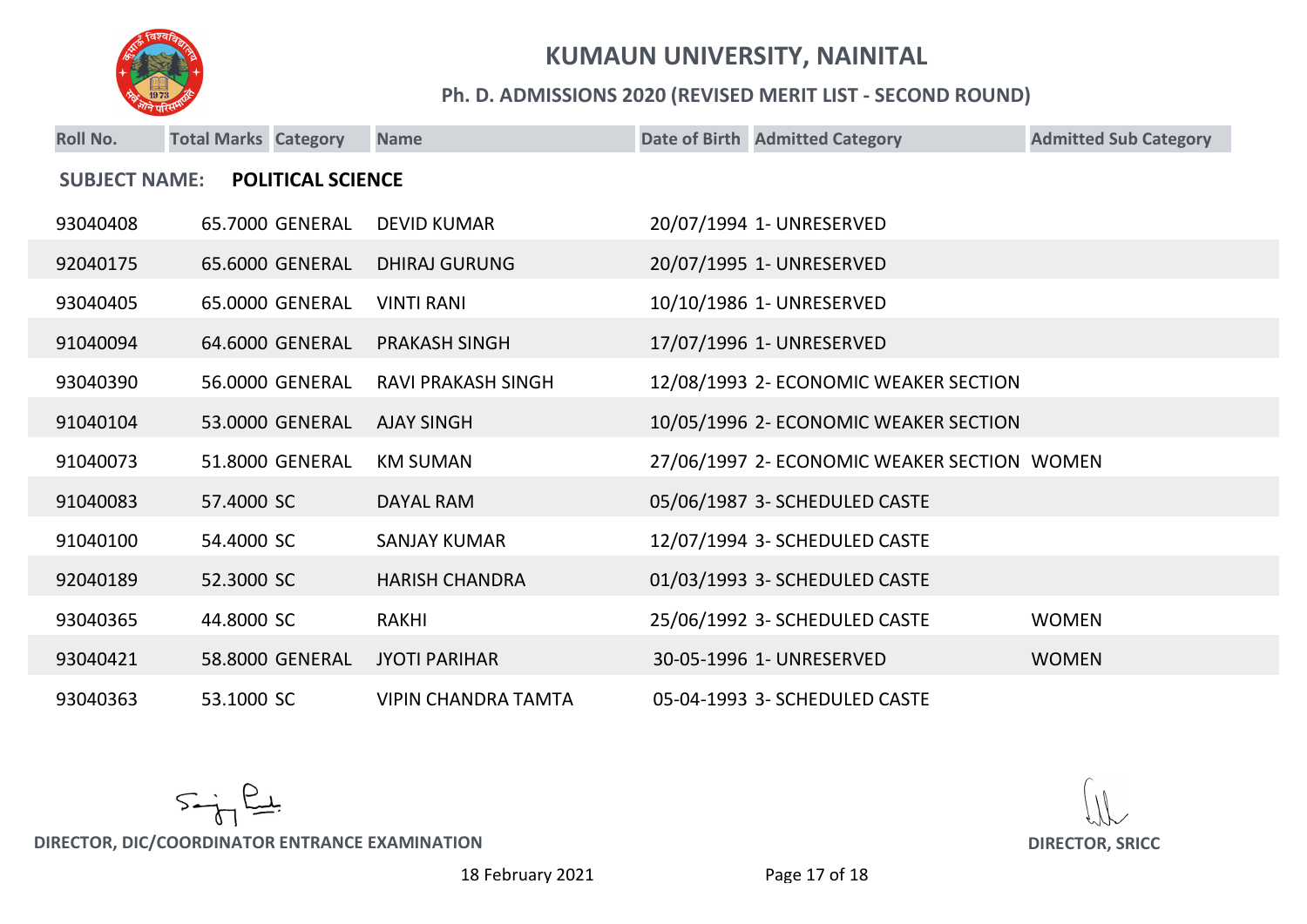# KUMAUN UNIVERSITY, NAINITAL

## Ph. D. ADMISSIONS 2020 (REVISED MERIT LIST - SECOND ROUND)

**SUBJECT NAME: POLITICAL SCIENCE**

| Roll No. | Total Marks | Category | Name | Date of Birth | Admitted Category | Admitted Sub Category |
|---|---|---|---|---|---|---|
| 93040408 | 65.7000 | GENERAL | DEVID KUMAR | 20/07/1994 | 1- UNRESERVED | |
| 92040175 | 65.6000 | GENERAL | DHIRAJ GURUNG | 20/07/1995 | 1- UNRESERVED | |
| 93040405 | 65.0000 | GENERAL | VINTI RANI | 10/10/1986 | 1- UNRESERVED | |
| 91040094 | 64.6000 | GENERAL | PRAKASH SINGH | 17/07/1996 | 1- UNRESERVED | |
| 93040390 | 56.0000 | GENERAL | RAVI PRAKASH SINGH | 12/08/1993 | 2- ECONOMIC WEAKER SECTION | |
| 91040104 | 53.0000 | GENERAL | AJAY SINGH | 10/05/1996 | 2- ECONOMIC WEAKER SECTION | |
| 91040073 | 51.8000 | GENERAL | KM SUMAN | 27/06/1997 | 2- ECONOMIC WEAKER SECTION | WOMEN |
| 91040083 | 57.4000 | SC | DAYAL RAM | 05/06/1987 | 3- SCHEDULED CASTE | |
| 91040100 | 54.4000 | SC | SANJAY KUMAR | 12/07/1994 | 3- SCHEDULED CASTE | |
| 92040189 | 52.3000 | SC | HARISH CHANDRA | 01/03/1993 | 3- SCHEDULED CASTE | |
| 93040365 | 44.8000 | SC | RAKHI | 25/06/1992 | 3- SCHEDULED CASTE | WOMEN |
| 93040421 | 58.8000 | GENERAL | JYOTI PARIHAR | 30-05-1996 | 1- UNRESERVED | WOMEN |
| 93040363 | 53.1000 | SC | VIPIN CHANDRA TAMTA | 05-04-1993 | 3- SCHEDULED CASTE | |

DIRECTOR, DIC/COORDINATOR ENTRANCE EXAMINATION

DIRECTOR, SRICC

18 February 2021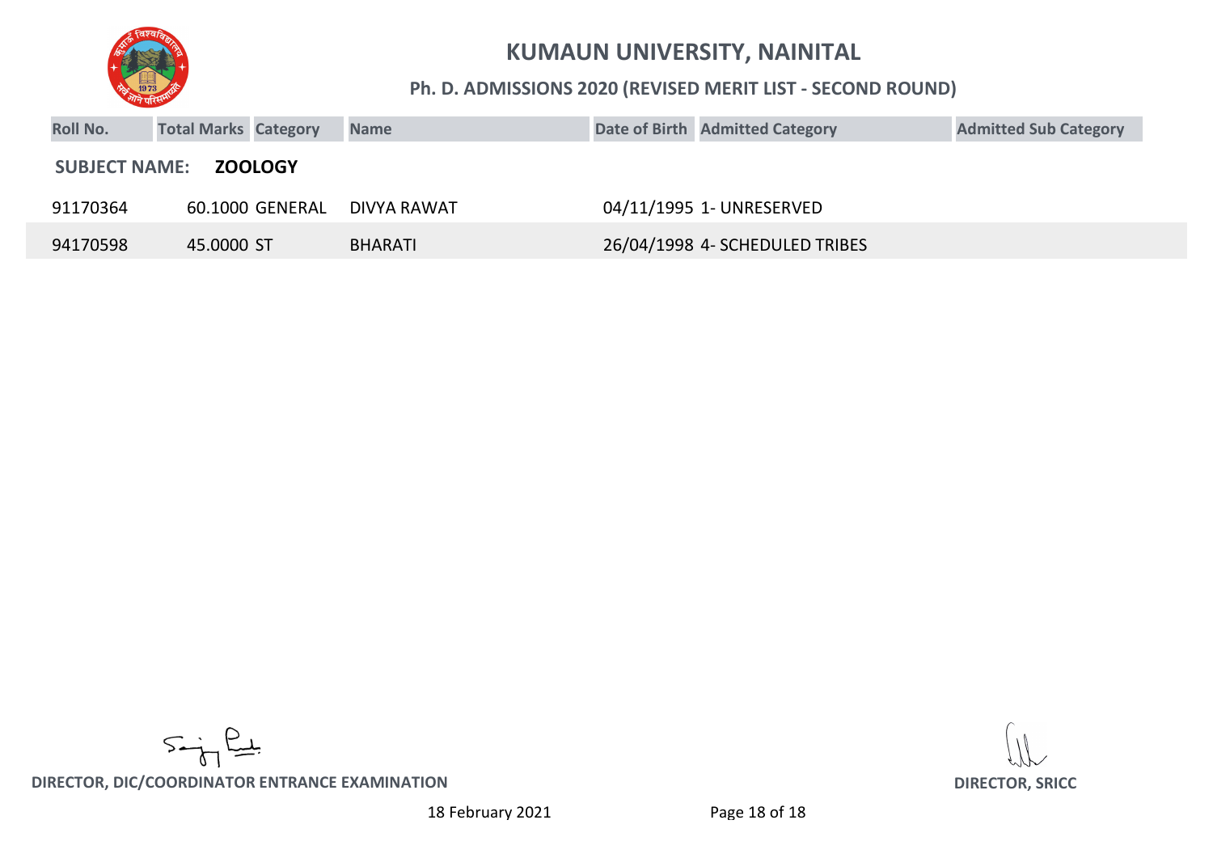# KUMAUN UNIVERSITY, NAINITAL

## Ph. D. ADMISSIONS 2020 (REVISED MERIT LIST - SECOND ROUND)

| Roll No. | Total Marks | Category | Name | Date of Birth | Admitted Category | Admitted Sub Category |
|---|---|---|---|---|---|---|
| **SUBJECT NAME:** | **ZOOLOGY** | | | | | |
| 91170364 | 60.1000 | GENERAL | DIVYA RAWAT | 04/11/1995 | 1- UNRESERVED | |
| 94170598 | 45.0000 | ST | BHARATI | 26/04/1998 | 4- SCHEDULED TRIBES | |

DIRECTOR, DIC/COORDINATOR ENTRANCE EXAMINATION

DIRECTOR, SRICC

18 February 2021